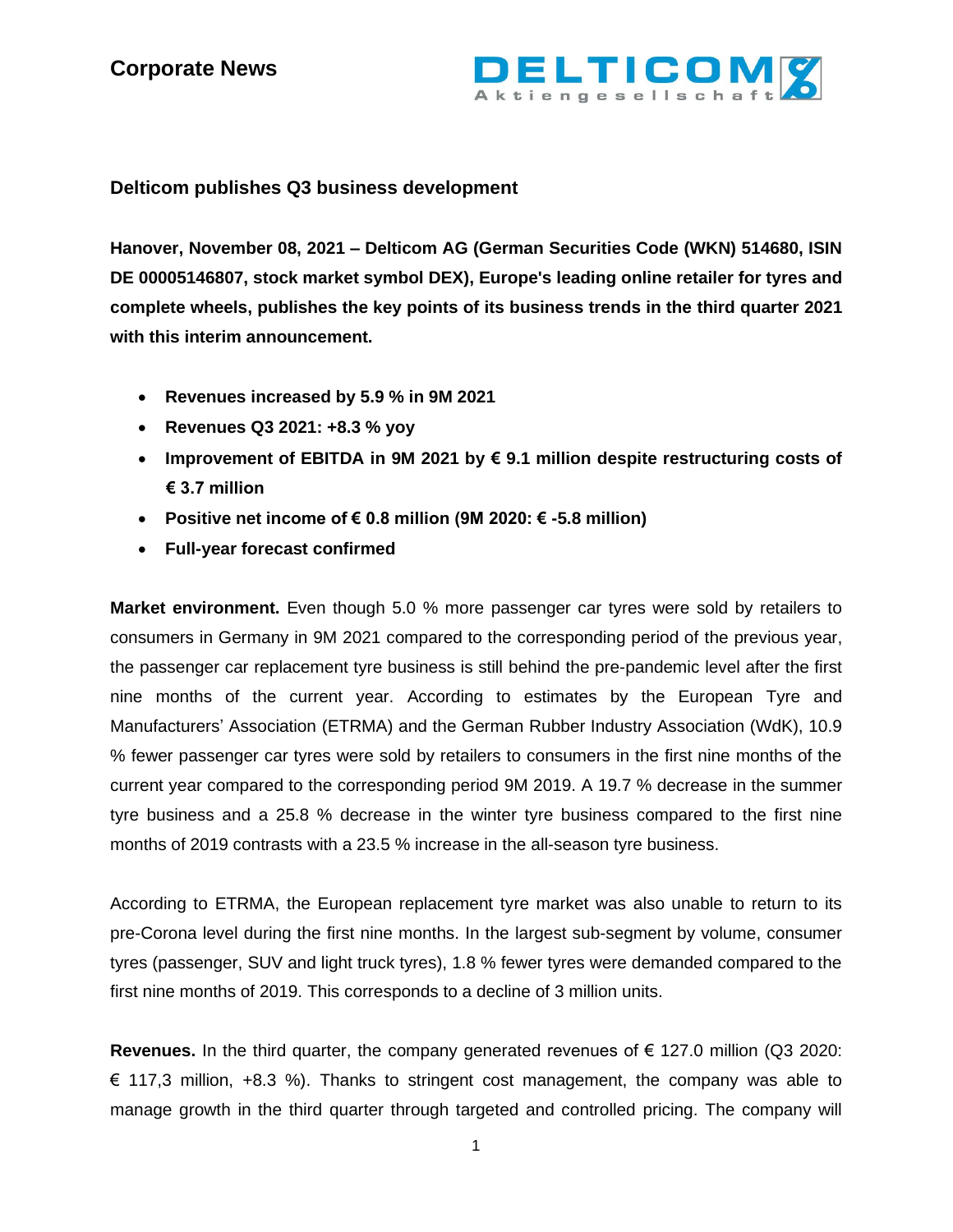# Corporate News

## Delticom publishes Q3 business development

**Hanover, November 08, 2021 – Delticom AG (German Securities Code (WKN) 514680, ISIN DE 00005146807, stock market symbol DEX), Europe's leading online retailer for tyres and complete wheels, publishes the key points of its business trends in the third quarter 2021 with this interim announcement.**

- **Revenues increased by 5.9 % in 9M 2021**
- **Revenues Q3 2021: +8.3 % yoy**
- **Improvement of EBITDA in 9M 2021 by € 9.1 million despite restructuring costs of € 3.7 million**
- **Positive net income of € 0.8 million (9M 2020: € -5.8 million)**
- **Full-year forecast confirmed**

**Market environment.** Even though 5.0 % more passenger car tyres were sold by retailers to consumers in Germany in 9M 2021 compared to the corresponding period of the previous year, the passenger car replacement tyre business is still behind the pre-pandemic level after the first nine months of the current year. According to estimates by the European Tyre and Manufacturers' Association (ETRMA) and the German Rubber Industry Association (WdK), 10.9 % fewer passenger car tyres were sold by retailers to consumers in the first nine months of the current year compared to the corresponding period 9M 2019. A 19.7 % decrease in the summer tyre business and a 25.8 % decrease in the winter tyre business compared to the first nine months of 2019 contrasts with a 23.5 % increase in the all-season tyre business.

According to ETRMA, the European replacement tyre market was also unable to return to its pre-Corona level during the first nine months. In the largest sub-segment by volume, consumer tyres (passenger, SUV and light truck tyres), 1.8 % fewer tyres were demanded compared to the first nine months of 2019. This corresponds to a decline of 3 million units.

**Revenues.** In the third quarter, the company generated revenues of € 127.0 million (Q3 2020: € 117,3 million, +8.3 %). Thanks to stringent cost management, the company was able to manage growth in the third quarter through targeted and controlled pricing. The company will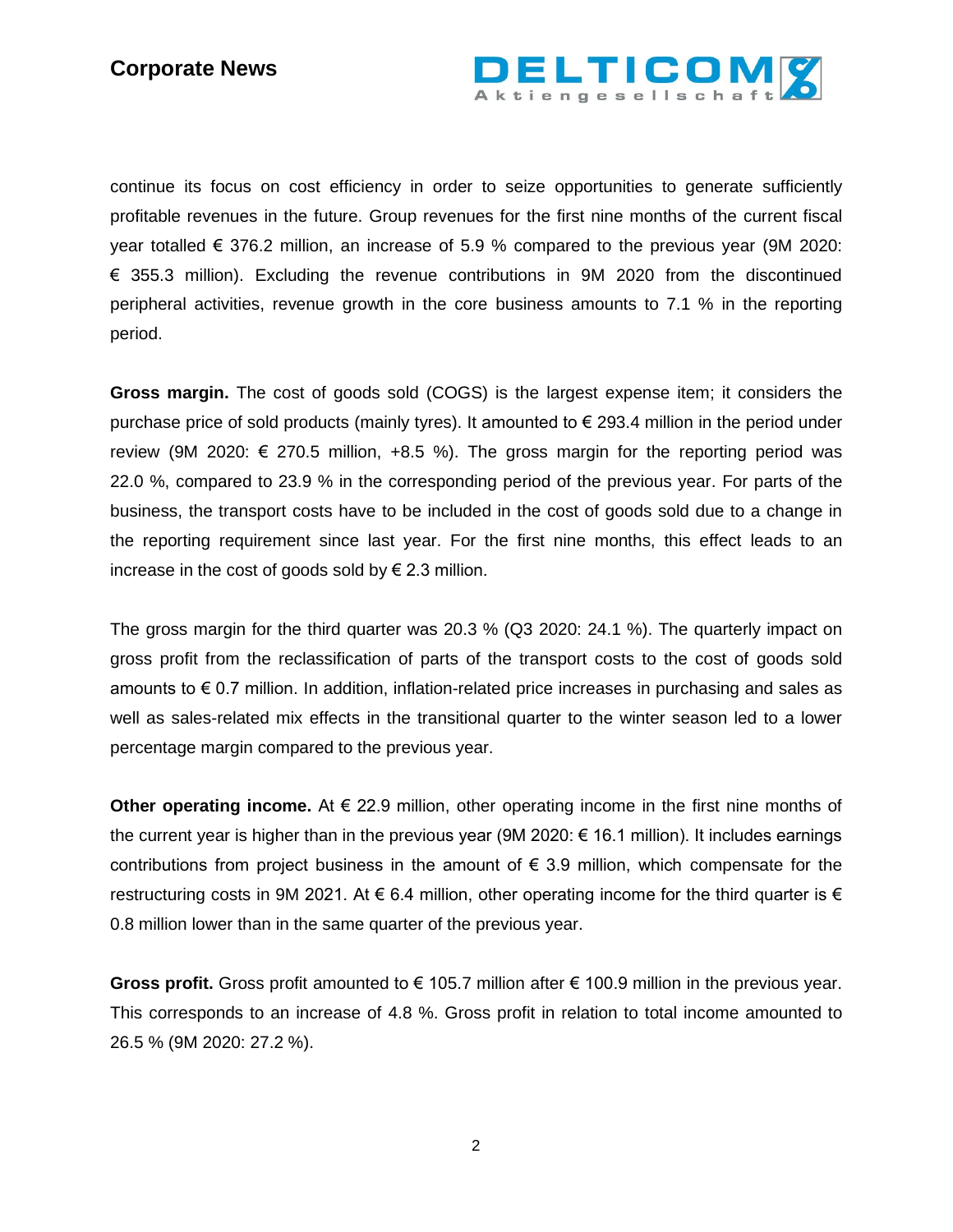continue its focus on cost efficiency in order to seize opportunities to generate sufficiently profitable revenues in the future. Group revenues for the first nine months of the current fiscal year totalled € 376.2 million, an increase of 5.9 % compared to the previous year (9M 2020: € 355.3 million). Excluding the revenue contributions in 9M 2020 from the discontinued peripheral activities, revenue growth in the core business amounts to 7.1 % in the reporting period.

**Gross margin.** The cost of goods sold (COGS) is the largest expense item; it considers the purchase price of sold products (mainly tyres). It amounted to € 293.4 million in the period under review (9M 2020: € 270.5 million, +8.5 %). The gross margin for the reporting period was 22.0 %, compared to 23.9 % in the corresponding period of the previous year. For parts of the business, the transport costs have to be included in the cost of goods sold due to a change in the reporting requirement since last year. For the first nine months, this effect leads to an increase in the cost of goods sold by € 2.3 million.

The gross margin for the third quarter was 20.3 % (Q3 2020: 24.1 %). The quarterly impact on gross profit from the reclassification of parts of the transport costs to the cost of goods sold amounts to € 0.7 million. In addition, inflation-related price increases in purchasing and sales as well as sales-related mix effects in the transitional quarter to the winter season led to a lower percentage margin compared to the previous year.

**Other operating income.** At € 22.9 million, other operating income in the first nine months of the current year is higher than in the previous year (9M 2020: € 16.1 million). It includes earnings contributions from project business in the amount of € 3.9 million, which compensate for the restructuring costs in 9M 2021. At € 6.4 million, other operating income for the third quarter is € 0.8 million lower than in the same quarter of the previous year.

**Gross profit.** Gross profit amounted to € 105.7 million after € 100.9 million in the previous year. This corresponds to an increase of 4.8 %. Gross profit in relation to total income amounted to 26.5 % (9M 2020: 27.2 %).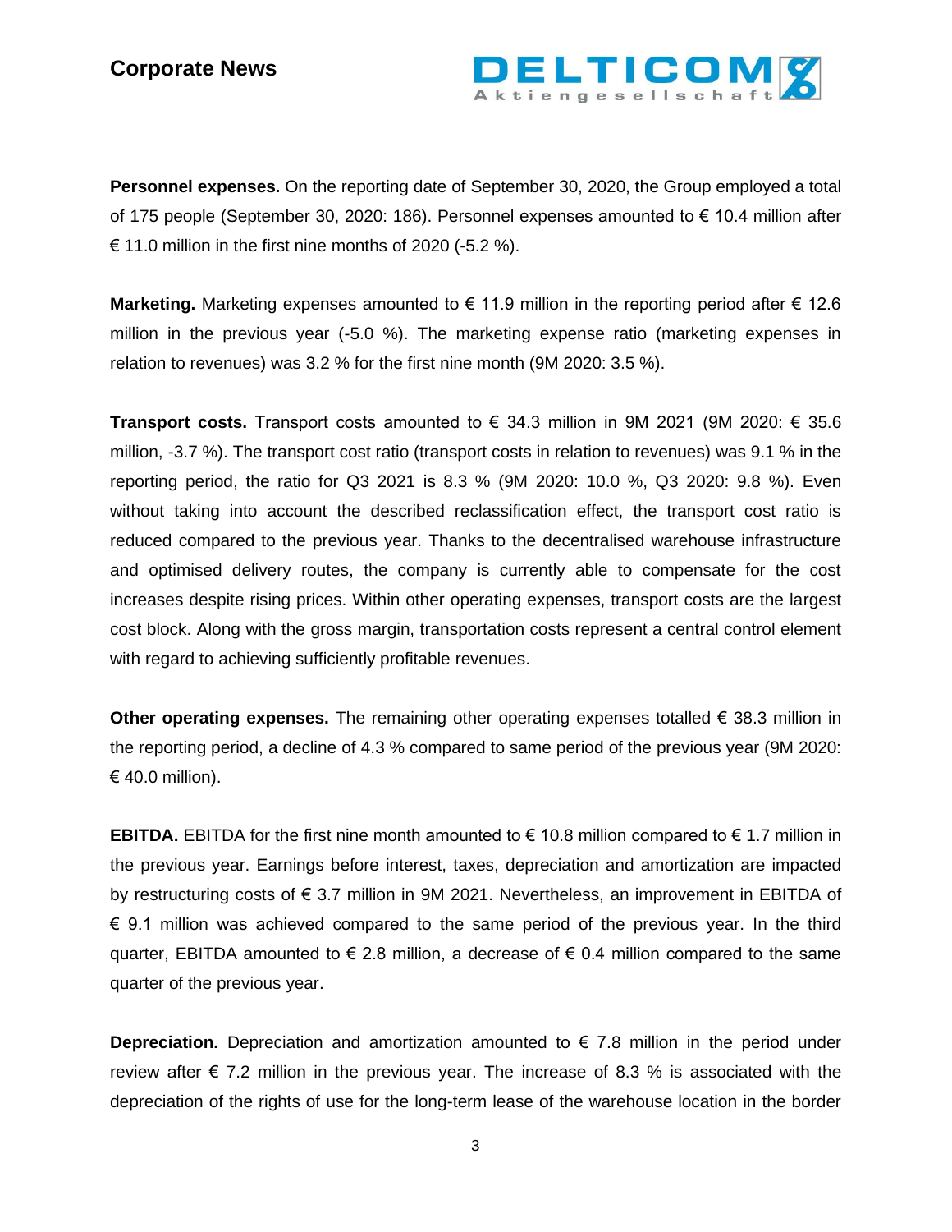**Personnel expenses.** On the reporting date of September 30, 2020, the Group employed a total of 175 people (September 30, 2020: 186). Personnel expenses amounted to € 10.4 million after € 11.0 million in the first nine months of 2020 (-5.2 %).

**Marketing.** Marketing expenses amounted to € 11.9 million in the reporting period after € 12.6 million in the previous year (-5.0 %). The marketing expense ratio (marketing expenses in relation to revenues) was 3.2 % for the first nine month (9M 2020: 3.5 %).

**Transport costs.** Transport costs amounted to € 34.3 million in 9M 2021 (9M 2020: € 35.6 million, -3.7 %). The transport cost ratio (transport costs in relation to revenues) was 9.1 % in the reporting period, the ratio for Q3 2021 is 8.3 % (9M 2020: 10.0 %, Q3 2020: 9.8 %). Even without taking into account the described reclassification effect, the transport cost ratio is reduced compared to the previous year. Thanks to the decentralised warehouse infrastructure and optimised delivery routes, the company is currently able to compensate for the cost increases despite rising prices. Within other operating expenses, transport costs are the largest cost block. Along with the gross margin, transportation costs represent a central control element with regard to achieving sufficiently profitable revenues.

**Other operating expenses.** The remaining other operating expenses totalled € 38.3 million in the reporting period, a decline of 4.3 % compared to same period of the previous year (9M 2020: € 40.0 million).

**EBITDA.** EBITDA for the first nine month amounted to € 10.8 million compared to € 1.7 million in the previous year. Earnings before interest, taxes, depreciation and amortization are impacted by restructuring costs of € 3.7 million in 9M 2021. Nevertheless, an improvement in EBITDA of € 9.1 million was achieved compared to the same period of the previous year. In the third quarter, EBITDA amounted to € 2.8 million, a decrease of € 0.4 million compared to the same quarter of the previous year.

**Depreciation.** Depreciation and amortization amounted to € 7.8 million in the period under review after € 7.2 million in the previous year. The increase of 8.3 % is associated with the depreciation of the rights of use for the long-term lease of the warehouse location in the border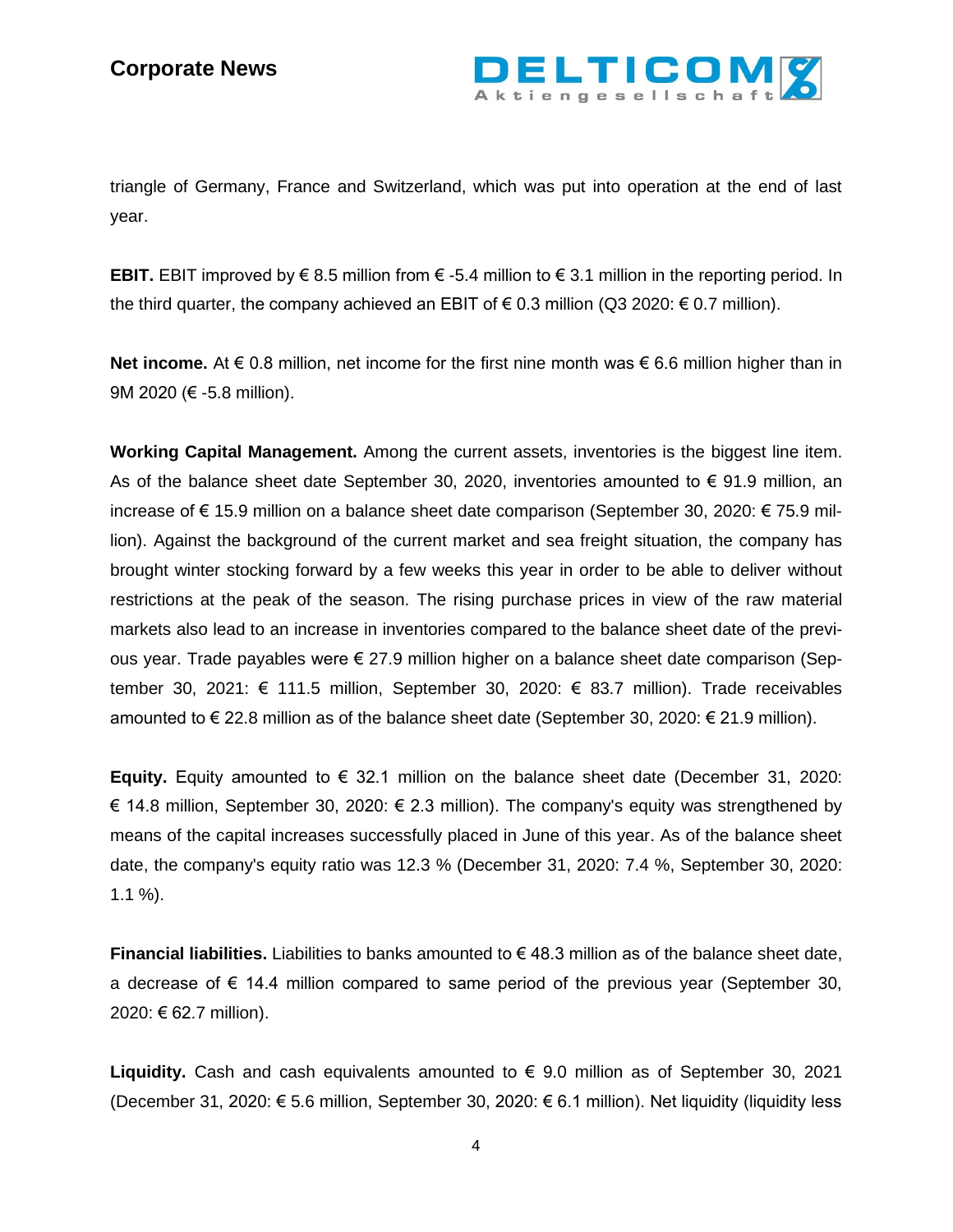triangle of Germany, France and Switzerland, which was put into operation at the end of last year.

**EBIT.** EBIT improved by € 8.5 million from € -5.4 million to € 3.1 million in the reporting period. In the third quarter, the company achieved an EBIT of € 0.3 million (Q3 2020: € 0.7 million).

**Net income.** At € 0.8 million, net income for the first nine month was € 6.6 million higher than in 9M 2020 (€ -5.8 million).

**Working Capital Management.** Among the current assets, inventories is the biggest line item. As of the balance sheet date September 30, 2020, inventories amounted to € 91.9 million, an increase of € 15.9 million on a balance sheet date comparison (September 30, 2020: € 75.9 million). Against the background of the current market and sea freight situation, the company has brought winter stocking forward by a few weeks this year in order to be able to deliver without restrictions at the peak of the season. The rising purchase prices in view of the raw material markets also lead to an increase in inventories compared to the balance sheet date of the previous year. Trade payables were € 27.9 million higher on a balance sheet date comparison (September 30, 2021: € 111.5 million, September 30, 2020: € 83.7 million). Trade receivables amounted to € 22.8 million as of the balance sheet date (September 30, 2020: € 21.9 million).

**Equity.** Equity amounted to € 32.1 million on the balance sheet date (December 31, 2020: € 14.8 million, September 30, 2020: € 2.3 million). The company's equity was strengthened by means of the capital increases successfully placed in June of this year. As of the balance sheet date, the company's equity ratio was 12.3 % (December 31, 2020: 7.4 %, September 30, 2020: 1.1 %).

**Financial liabilities.** Liabilities to banks amounted to € 48.3 million as of the balance sheet date, a decrease of € 14.4 million compared to same period of the previous year (September 30, 2020: € 62.7 million).

**Liquidity.** Cash and cash equivalents amounted to € 9.0 million as of September 30, 2021 (December 31, 2020: € 5.6 million, September 30, 2020: € 6.1 million). Net liquidity (liquidity less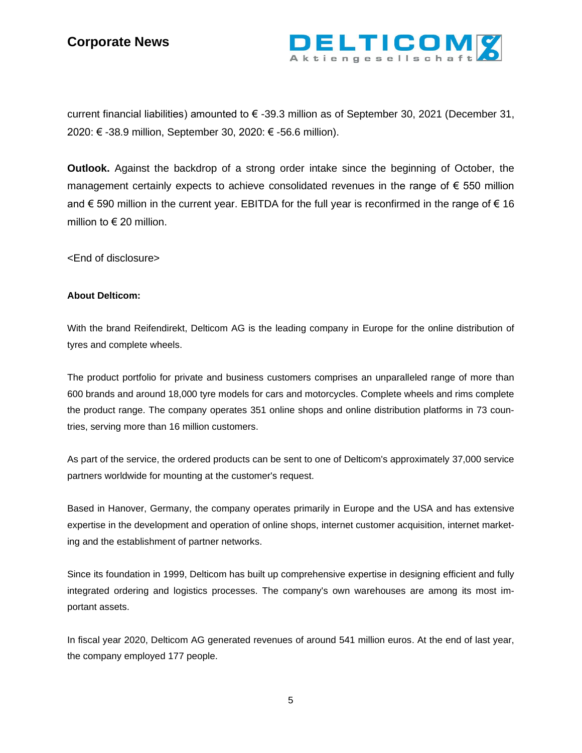current financial liabilities) amounted to € -39.3 million as of September 30, 2021 (December 31, 2020: € -38.9 million, September 30, 2020: € -56.6 million).

**Outlook.** Against the backdrop of a strong order intake since the beginning of October, the management certainly expects to achieve consolidated revenues in the range of € 550 million and € 590 million in the current year. EBITDA for the full year is reconfirmed in the range of € 16 million to € 20 million.

<End of disclosure>

**About Delticom:**

With the brand Reifendirekt, Delticom AG is the leading company in Europe for the online distribution of tyres and complete wheels.

The product portfolio for private and business customers comprises an unparalleled range of more than 600 brands and around 18,000 tyre models for cars and motorcycles. Complete wheels and rims complete the product range. The company operates 351 online shops and online distribution platforms in 73 countries, serving more than 16 million customers.

As part of the service, the ordered products can be sent to one of Delticom's approximately 37,000 service partners worldwide for mounting at the customer's request.

Based in Hanover, Germany, the company operates primarily in Europe and the USA and has extensive expertise in the development and operation of online shops, internet customer acquisition, internet marketing and the establishment of partner networks.

Since its foundation in 1999, Delticom has built up comprehensive expertise in designing efficient and fully integrated ordering and logistics processes. The company's own warehouses are among its most important assets.

In fiscal year 2020, Delticom AG generated revenues of around 541 million euros. At the end of last year, the company employed 177 people.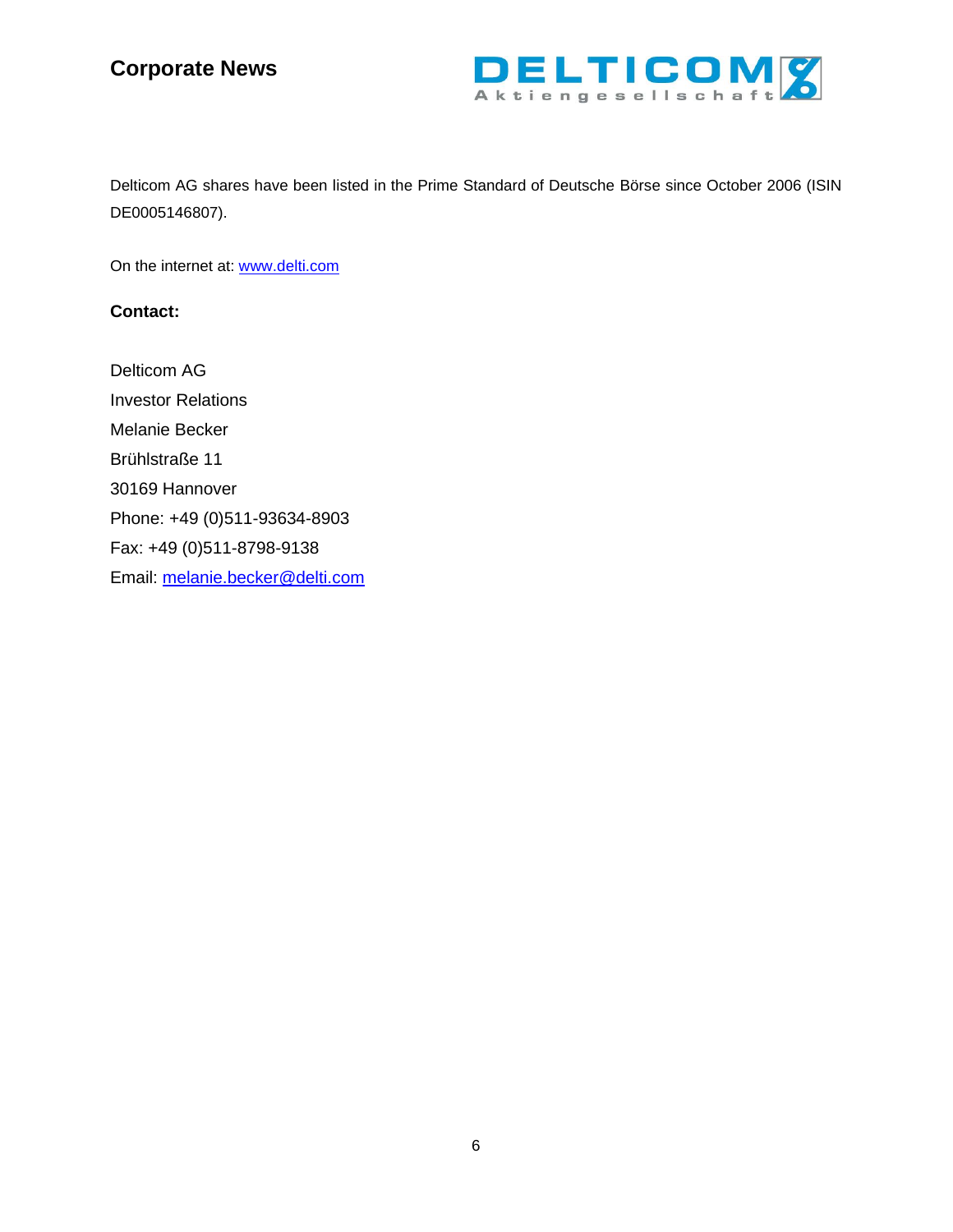Delticom AG shares have been listed in the Prime Standard of Deutsche Börse since October 2006 (ISIN DE0005146807).

On the internet at: www.delti.com

**Contact:**

Delticom AG
Investor Relations
Melanie Becker
Brühlstraße 11
30169 Hannover
Phone: +49 (0)511-93634-8903
Fax: +49 (0)511-8798-9138
Email: melanie.becker@delti.com